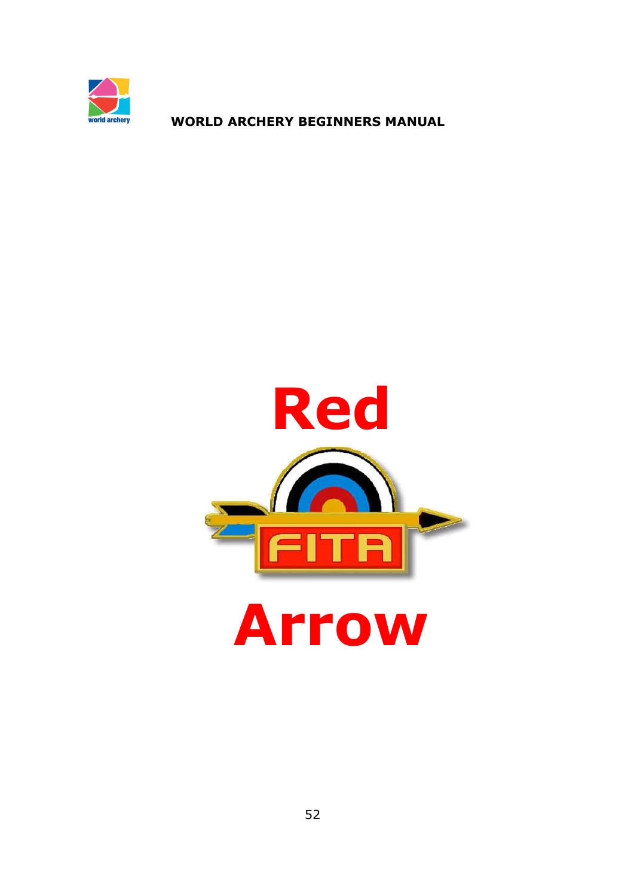# Red

FITA

# Arrow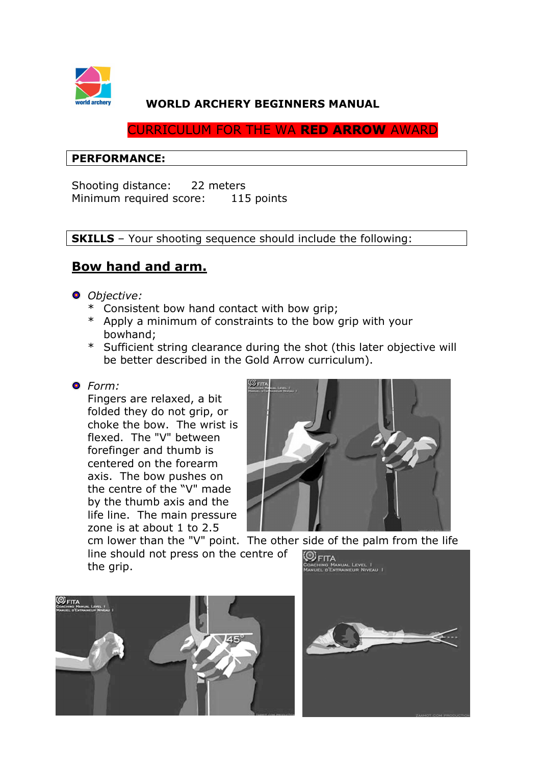**WORLD ARCHERY BEGINNERS MANUAL**

## CURRICULUM FOR THE WA **RED ARROW** AWARD

**PERFORMANCE:**

Shooting distance: 22 meters
Minimum required score: 115 points

**SKILLS** – Your shooting sequence should include the following:

## Bow hand and arm.

- *Objective:*
  * Consistent bow hand contact with bow grip;
  * Apply a minimum of constraints to the bow grip with your bowhand;
  * Sufficient string clearance during the shot (this later objective will be better described in the Gold Arrow curriculum).

- *Form:*
  Fingers are relaxed, a bit folded they do not grip, or choke the bow. The wrist is flexed. The "V" between forefinger and thumb is centered on the forearm axis. The bow pushes on the centre of the "V" made by the thumb axis and the life line. The main pressure zone is at about 1 to 2.5 cm lower than the "V" point. The other side of the palm from the life line should not press on the centre of the grip.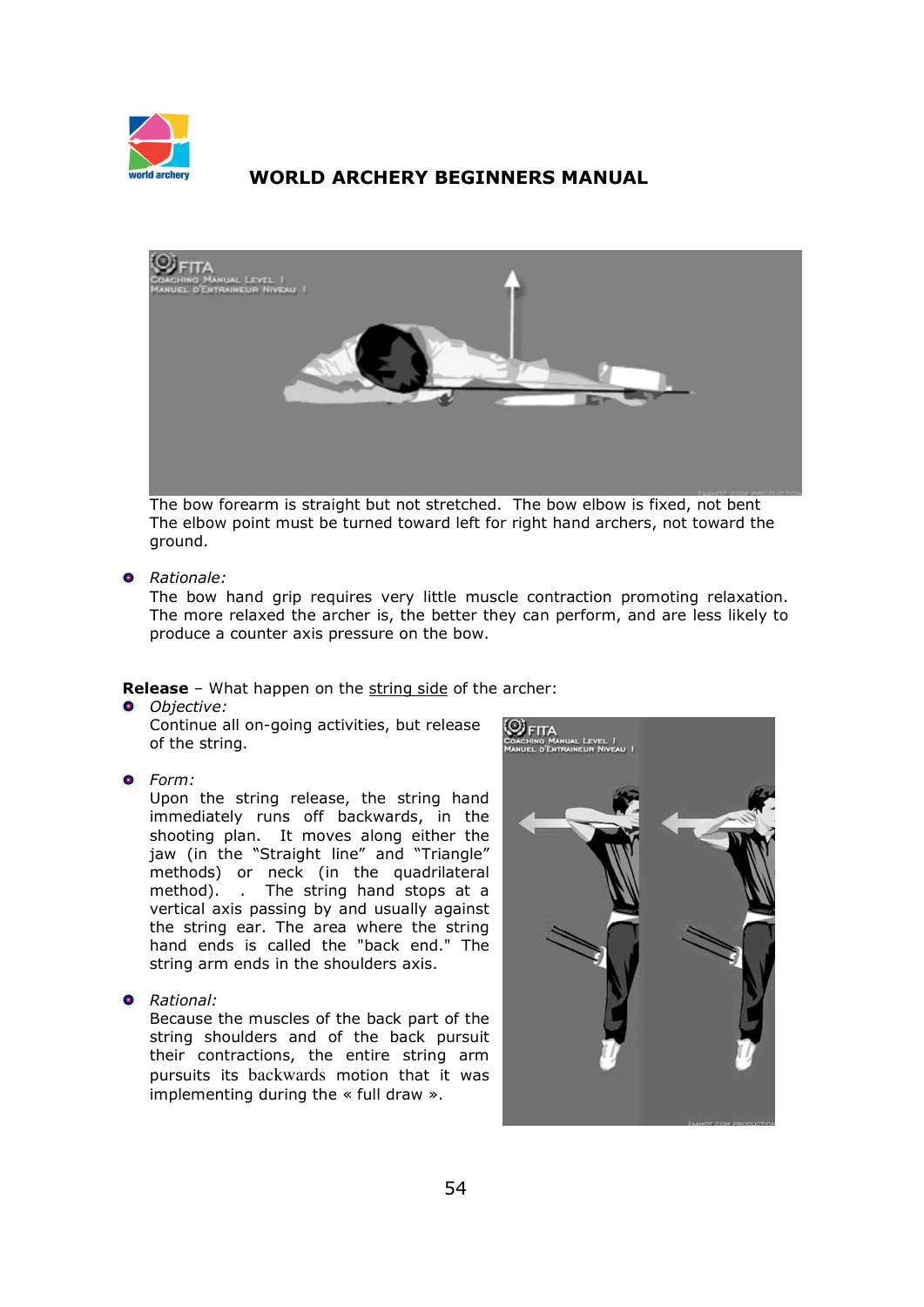The bow forearm is straight but not stretched.  The bow elbow is fixed, not bent
The elbow point must be turned toward left for right hand archers, not toward the ground.

- *Rationale:*
  The bow hand grip requires very little muscle contraction promoting relaxation. The more relaxed the archer is, the better they can perform, and are less likely to produce a counter axis pressure on the bow.

**Release** – What happen on the string side of the archer:

- *Objective:*
  Continue all on-going activities, but release of the string.

- *Form:*
  Upon the string release, the string hand immediately runs off backwards, in the shooting plan.  It moves along either the jaw (in the "Straight line" and "Triangle" methods) or neck (in the quadrilateral method).   .  The string hand stops at a vertical axis passing by and usually against the string ear. The area where the string hand ends is called the "back end." The string arm ends in the shoulders axis.

- *Rational:*
  Because the muscles of the back part of the string shoulders and of the back pursuit their contractions, the entire string arm pursuits its backwards motion that it was implementing during the « full draw ».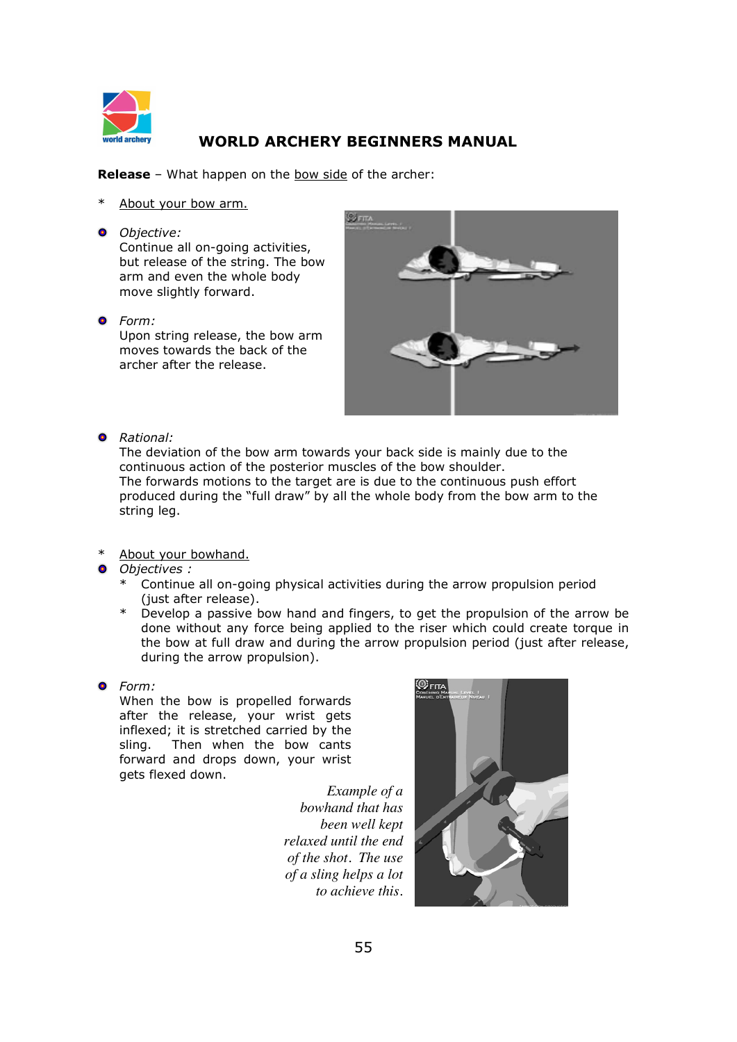**Release** – What happen on the bow side of the archer:

* About your bow arm.

- *Objective:*
  Continue all on-going activities, but release of the string. The bow arm and even the whole body move slightly forward.

- *Form:*
  Upon string release, the bow arm moves towards the back of the archer after the release.

- *Rational:*
  The deviation of the bow arm towards your back side is mainly due to the continuous action of the posterior muscles of the bow shoulder.
  The forwards motions to the target are is due to the continuous push effort produced during the "full draw" by all the whole body from the bow arm to the string leg.

* About your bowhand.

- *Objectives :*
  * Continue all on-going physical activities during the arrow propulsion period (just after release).
  * Develop a passive bow hand and fingers, to get the propulsion of the arrow be done without any force being applied to the riser which could create torque in the bow at full draw and during the arrow propulsion period (just after release, during the arrow propulsion).

- *Form:*
  When the bow is propelled forwards after the release, your wrist gets inflexed; it is stretched carried by the sling. Then when the bow cants forward and drops down, your wrist gets flexed down.

*Example of a bowhand that has been well kept relaxed until the end of the shot. The use of a sling helps a lot to achieve this.*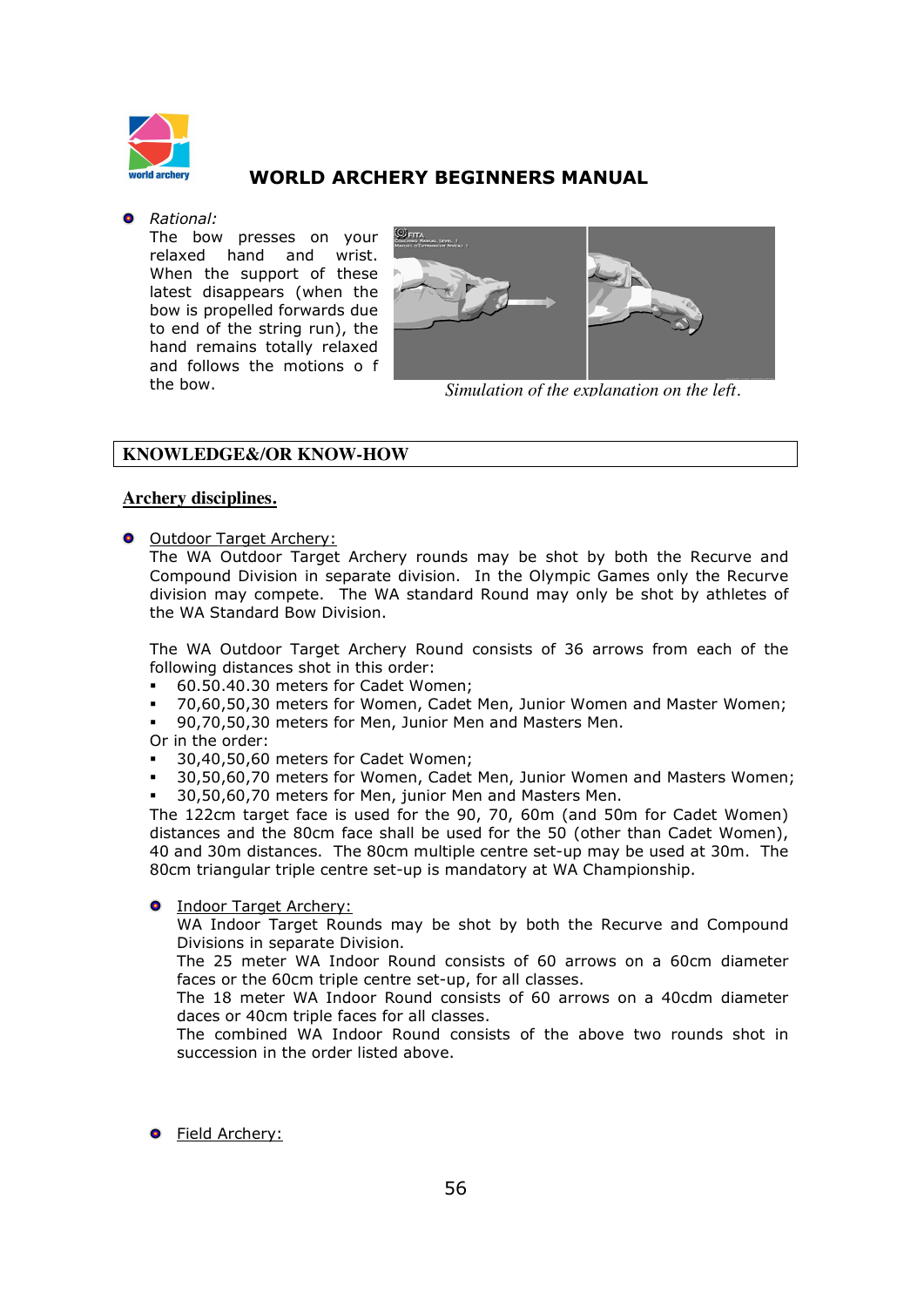# WORLD ARCHERY BEGINNERS MANUAL

- *Rational:*
  The bow presses on your relaxed hand and wrist. When the support of these latest disappears (when the bow is propelled forwards due to end of the string run), the hand remains totally relaxed and follows the motions o f the bow.

*Simulation of the explanation on the left.*

**KNOWLEDGE&/OR KNOW-HOW**

## Archery disciplines.

- Outdoor Target Archery:
  The WA Outdoor Target Archery rounds may be shot by both the Recurve and Compound Division in separate division. In the Olympic Games only the Recurve division may compete. The WA standard Round may only be shot by athletes of the WA Standard Bow Division.

  The WA Outdoor Target Archery Round consists of 36 arrows from each of the following distances shot in this order:
  - 60.50.40.30 meters for Cadet Women;
  - 70,60,50,30 meters for Women, Cadet Men, Junior Women and Master Women;
  - 90,70,50,30 meters for Men, Junior Men and Masters Men.

  Or in the order:
  - 30,40,50,60 meters for Cadet Women;
  - 30,50,60,70 meters for Women, Cadet Men, Junior Women and Masters Women;
  - 30,50,60,70 meters for Men, junior Men and Masters Men.

  The 122cm target face is used for the 90, 70, 60m (and 50m for Cadet Women) distances and the 80cm face shall be used for the 50 (other than Cadet Women), 40 and 30m distances. The 80cm multiple centre set-up may be used at 30m. The 80cm triangular triple centre set-up is mandatory at WA Championship.

- Indoor Target Archery:
  WA Indoor Target Rounds may be shot by both the Recurve and Compound Divisions in separate Division.
  The 25 meter WA Indoor Round consists of 60 arrows on a 60cm diameter faces or the 60cm triple centre set-up, for all classes.
  The 18 meter WA Indoor Round consists of 60 arrows on a 40cdm diameter daces or 40cm triple faces for all classes.
  The combined WA Indoor Round consists of the above two rounds shot in succession in the order listed above.

- Field Archery: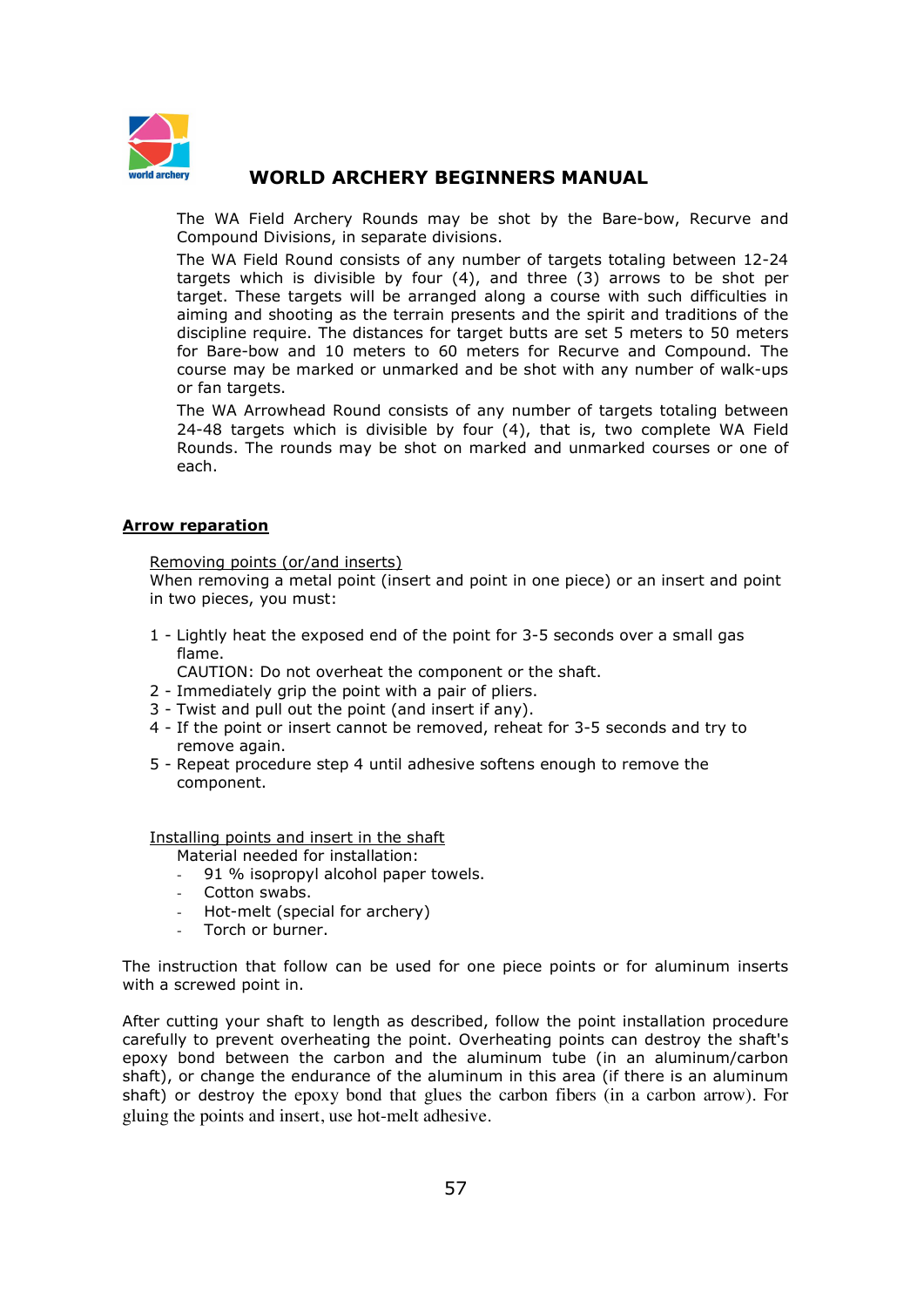The WA Field Archery Rounds may be shot by the Bare-bow, Recurve and Compound Divisions, in separate divisions.

The WA Field Round consists of any number of targets totaling between 12-24 targets which is divisible by four (4), and three (3) arrows to be shot per target. These targets will be arranged along a course with such difficulties in aiming and shooting as the terrain presents and the spirit and traditions of the discipline require. The distances for target butts are set 5 meters to 50 meters for Bare-bow and 10 meters to 60 meters for Recurve and Compound. The course may be marked or unmarked and be shot with any number of walk-ups or fan targets.

The WA Arrowhead Round consists of any number of targets totaling between 24-48 targets which is divisible by four (4), that is, two complete WA Field Rounds. The rounds may be shot on marked and unmarked courses or one of each.

## Arrow reparation

### Removing points (or/and inserts)

When removing a metal point (insert and point in one piece) or an insert and point in two pieces, you must:

1 - Lightly heat the exposed end of the point for 3-5 seconds over a small gas flame.
CAUTION: Do not overheat the component or the shaft.
2 - Immediately grip the point with a pair of pliers.
3 - Twist and pull out the point (and insert if any).
4 - If the point or insert cannot be removed, reheat for 3-5 seconds and try to remove again.
5 - Repeat procedure step 4 until adhesive softens enough to remove the component.

### Installing points and insert in the shaft

Material needed for installation:

- 91 % isopropyl alcohol paper towels.
- Cotton swabs.
- Hot-melt (special for archery)
- Torch or burner.

The instruction that follow can be used for one piece points or for aluminum inserts with a screwed point in.

After cutting your shaft to length as described, follow the point installation procedure carefully to prevent overheating the point. Overheating points can destroy the shaft's epoxy bond between the carbon and the aluminum tube (in an aluminum/carbon shaft), or change the endurance of the aluminum in this area (if there is an aluminum shaft) or destroy the epoxy bond that glues the carbon fibers (in a carbon arrow). For gluing the points and insert, use hot-melt adhesive.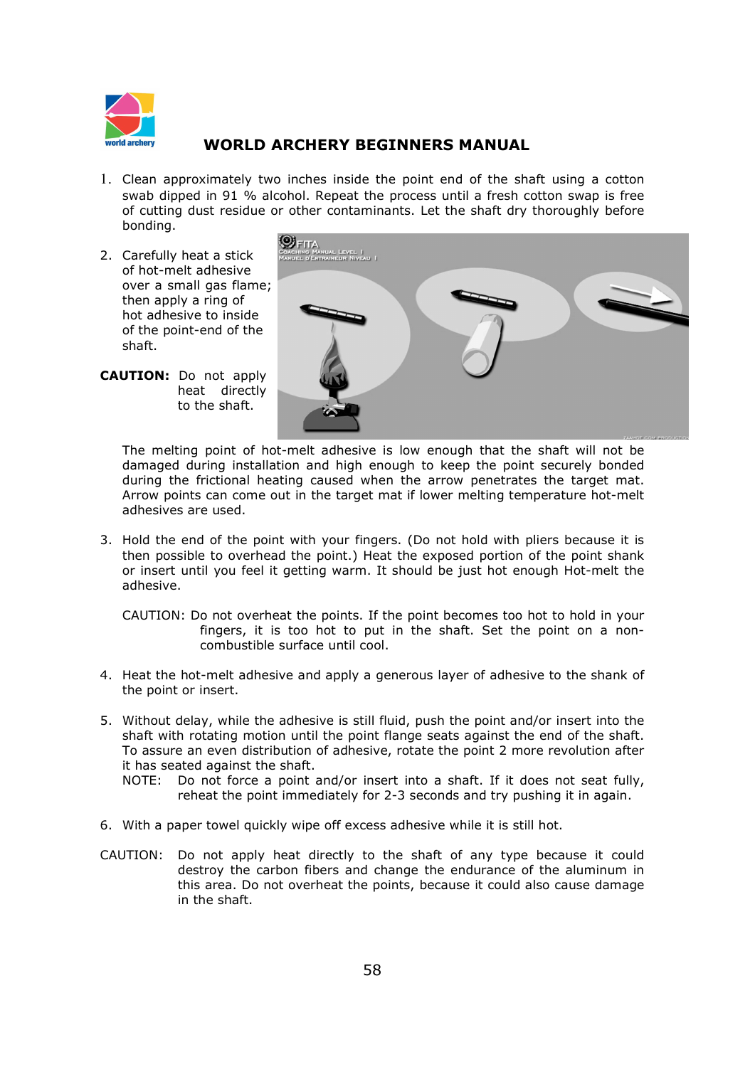1. Clean approximately two inches inside the point end of the shaft using a cotton swab dipped in 91 % alcohol. Repeat the process until a fresh cotton swap is free of cutting dust residue or other contaminants. Let the shaft dry thoroughly before bonding.

2. Carefully heat a stick of hot-melt adhesive over a small gas flame; then apply a ring of hot adhesive to inside of the point-end of the shaft.

**CAUTION:** Do not apply heat directly to the shaft.

The melting point of hot-melt adhesive is low enough that the shaft will not be damaged during installation and high enough to keep the point securely bonded during the frictional heating caused when the arrow penetrates the target mat. Arrow points can come out in the target mat if lower melting temperature hot-melt adhesives are used.

3. Hold the end of the point with your fingers. (Do not hold with pliers because it is then possible to overhead the point.) Heat the exposed portion of the point shank or insert until you feel it getting warm. It should be just hot enough Hot-melt the adhesive.

   CAUTION: Do not overheat the points. If the point becomes too hot to hold in your fingers, it is too hot to put in the shaft. Set the point on a non-combustible surface until cool.

4. Heat the hot-melt adhesive and apply a generous layer of adhesive to the shank of the point or insert.

5. Without delay, while the adhesive is still fluid, push the point and/or insert into the shaft with rotating motion until the point flange seats against the end of the shaft. To assure an even distribution of adhesive, rotate the point 2 more revolution after it has seated against the shaft.
   NOTE: Do not force a point and/or insert into a shaft. If it does not seat fully, reheat the point immediately for 2-3 seconds and try pushing it in again.

6. With a paper towel quickly wipe off excess adhesive while it is still hot.

CAUTION: Do not apply heat directly to the shaft of any type because it could destroy the carbon fibers and change the endurance of the aluminum in this area. Do not overheat the points, because it could also cause damage in the shaft.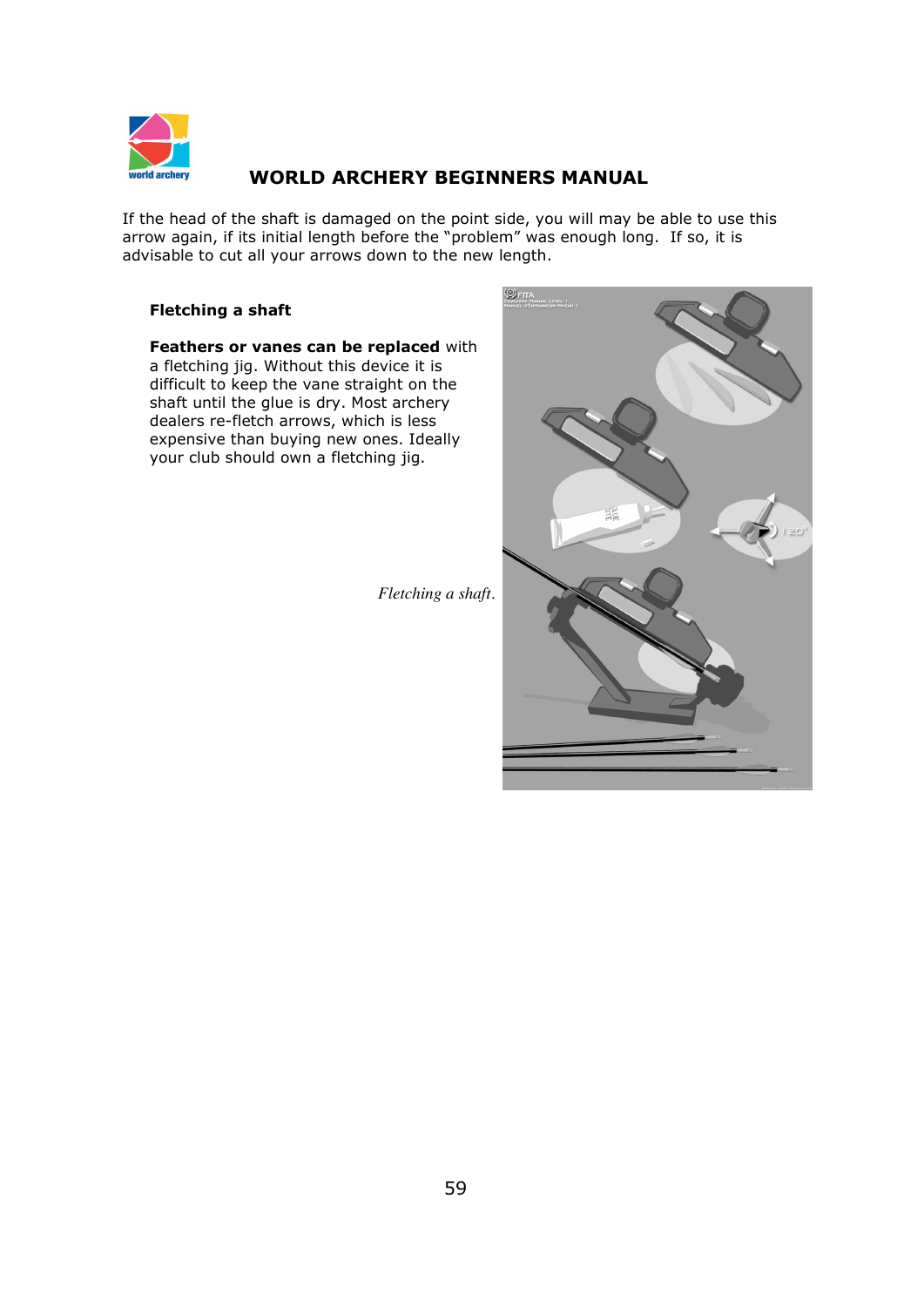If the head of the shaft is damaged on the point side, you will may be able to use this arrow again, if its initial length before the "problem" was enough long. If so, it is advisable to cut all your arrows down to the new length.

### Fletching a shaft

**Feathers or vanes can be replaced** with a fletching jig. Without this device it is difficult to keep the vane straight on the shaft until the glue is dry. Most archery dealers re-fletch arrows, which is less expensive than buying new ones. Ideally your club should own a fletching jig.

*Fletching a shaft.*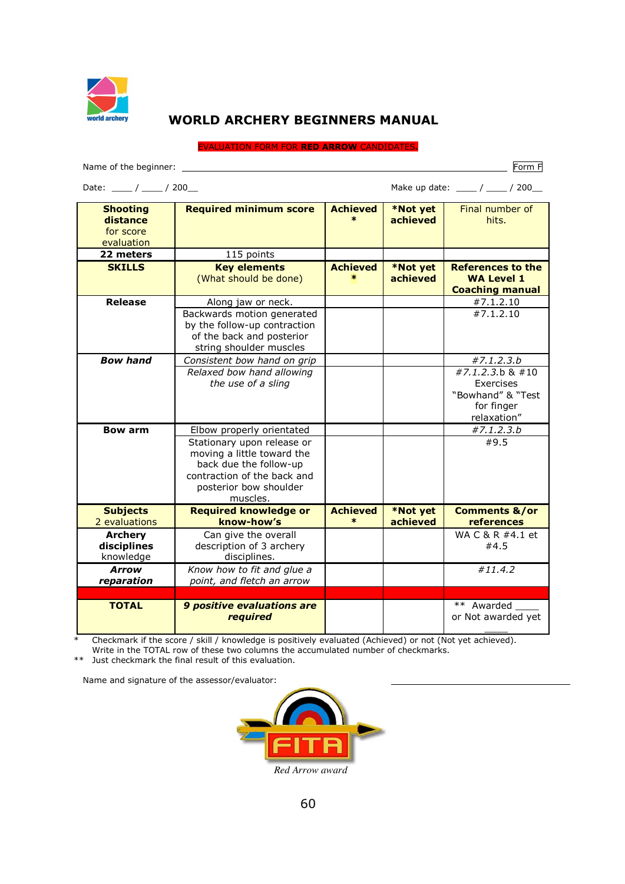# WORLD ARCHERY BEGINNERS MANUAL

EVALUATION FORM FOR **RED ARROW** CANDIDATES.

Name of the beginner: ______________________________________________ Form F

Date: ____ / ____ / 200__ Make up date: ____ / ____ / 200__

| **Shooting distance** for score evaluation | **Required minimum score** | **Achieved** * | ***Not yet achieved** | Final number of hits. |
|---|---|---|---|---|
| **22 meters** | 115 points | | | |
| **SKILLS** | **Key elements** (What should be done) | **Achieved** * | ***Not yet achieved** | **References to the WA Level 1 Coaching manual** |
| **Release** | Along jaw or neck. | | | #7.1.2.10 |
| | Backwards motion generated by the follow-up contraction of the back and posterior string shoulder muscles | | | #7.1.2.10 |
| ***Bow hand*** | *Consistent bow hand on grip* | | | *#7.1.2.3.b* |
| | *Relaxed bow hand allowing the use of a sling* | | | *#7.1.2.3.b* & #10 Exercises "Bowhand" & "Test for finger relaxation" |
| **Bow arm** | Elbow properly orientated | | | *#7.1.2.3.b* |
| | Stationary upon release or moving a little toward the back due the follow-up contraction of the back and posterior bow shoulder muscles. | | | #9.5 |
| **Subjects** 2 evaluations | **Required knowledge or know-how's** | **Achieved** * | ***Not yet achieved** | **Comments &/or references** |
| **Archery disciplines** knowledge | Can give the overall description of 3 archery disciplines. | | | WA C & R #4.1 et #4.5 |
| ***Arrow reparation*** | *Know how to fit and glue a point, and fletch an arrow* | | | *#11.4.2* |
| | | | | |
| **TOTAL** | ***9 positive evaluations are required*** | | | ** Awarded ____ or Not awarded yet ____ |

\* Checkmark if the score / skill / knowledge is positively evaluated (Achieved) or not (Not yet achieved). Write in the TOTAL row of these two columns the accumulated number of checkmarks.

\*\* Just checkmark the final result of this evaluation.

Name and signature of the assessor/evaluator: ______________________________

*Red Arrow award*